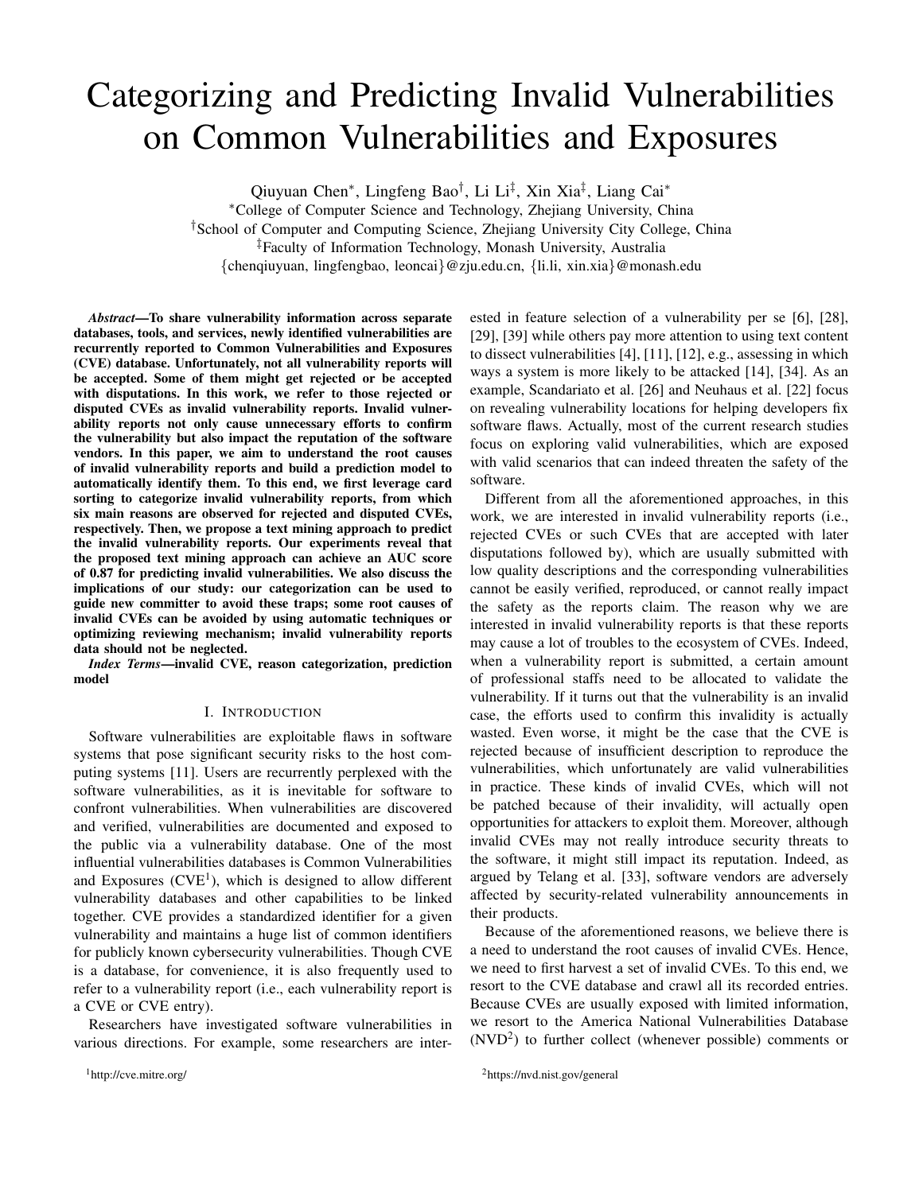# Categorizing and Predicting Invalid Vulnerabilities on Common Vulnerabilities and Exposures

Qiuyuan Chen*, Lingfeng Bao†, Li Li‡, Xin Xia‡, Liang Cai*

*College of Computer Science and Technology, Zhejiang University, China

†School of Computer and Computing Science, Zhejiang University City College, China

‡Faculty of Information Technology, Monash University, Australia

{chenqiuyuan, lingfengbao, leoncai}@zju.edu.cn, {li.li, xin.xia}@monash.edu

***Abstract*—To share vulnerability information across separate databases, tools, and services, newly identified vulnerabilities are recurrently reported to Common Vulnerabilities and Exposures (CVE) database. Unfortunately, not all vulnerability reports will be accepted. Some of them might get rejected or be accepted with disputations. In this work, we refer to those rejected or disputed CVEs as invalid vulnerability reports. Invalid vulnerability reports not only cause unnecessary efforts to confirm the vulnerability but also impact the reputation of the software vendors. In this paper, we aim to understand the root causes of invalid vulnerability reports and build a prediction model to automatically identify them. To this end, we first leverage card sorting to categorize invalid vulnerability reports, from which six main reasons are observed for rejected and disputed CVEs, respectively. Then, we propose a text mining approach to predict the invalid vulnerability reports. Our experiments reveal that the proposed text mining approach can achieve an AUC score of 0.87 for predicting invalid vulnerabilities. We also discuss the implications of our study: our categorization can be used to guide new committer to avoid these traps; some root causes of invalid CVEs can be avoided by using automatic techniques or optimizing reviewing mechanism; invalid vulnerability reports data should not be neglected.**

***Index Terms*—invalid CVE, reason categorization, prediction model**

## I. Introduction

Software vulnerabilities are exploitable flaws in software systems that pose significant security risks to the host computing systems [11]. Users are recurrently perplexed with the software vulnerabilities, as it is inevitable for software to confront vulnerabilities. When vulnerabilities are discovered and verified, vulnerabilities are documented and exposed to the public via a vulnerability database. One of the most influential vulnerabilities databases is Common Vulnerabilities and Exposures (CVE[1]), which is designed to allow different vulnerability databases and other capabilities to be linked together. CVE provides a standardized identifier for a given vulnerability and maintains a huge list of common identifiers for publicly known cybersecurity vulnerabilities. Though CVE is a database, for convenience, it is also frequently used to refer to a vulnerability report (i.e., each vulnerability report is a CVE or CVE entry).

Researchers have investigated software vulnerabilities in various directions. For example, some researchers are interested in feature selection of a vulnerability per se [6], [28], [29], [39] while others pay more attention to using text content to dissect vulnerabilities [4], [11], [12], e.g., assessing in which ways a system is more likely to be attacked [14], [34]. As an example, Scandariato et al. [26] and Neuhaus et al. [22] focus on revealing vulnerability locations for helping developers fix software flaws. Actually, most of the current research studies focus on exploring valid vulnerabilities, which are exposed with valid scenarios that can indeed threaten the safety of the software.

Different from all the aforementioned approaches, in this work, we are interested in invalid vulnerability reports (i.e., rejected CVEs or such CVEs that are accepted with later disputations followed by), which are usually submitted with low quality descriptions and the corresponding vulnerabilities cannot be easily verified, reproduced, or cannot really impact the safety as the reports claim. The reason why we are interested in invalid vulnerability reports is that these reports may cause a lot of troubles to the ecosystem of CVEs. Indeed, when a vulnerability report is submitted, a certain amount of professional staffs need to be allocated to validate the vulnerability. If it turns out that the vulnerability is an invalid case, the efforts used to confirm this invalidity is actually wasted. Even worse, it might be the case that the CVE is rejected because of insufficient description to reproduce the vulnerabilities, which unfortunately are valid vulnerabilities in practice. These kinds of invalid CVEs, which will not be patched because of their invalidity, will actually open opportunities for attackers to exploit them. Moreover, although invalid CVEs may not really introduce security threats to the software, it might still impact its reputation. Indeed, as argued by Telang et al. [33], software vendors are adversely affected by security-related vulnerability announcements in their products.

Because of the aforementioned reasons, we believe there is a need to understand the root causes of invalid CVEs. Hence, we need to first harvest a set of invalid CVEs. To this end, we resort to the CVE database and crawl all its recorded entries. Because CVEs are usually exposed with limited information, we resort to the America National Vulnerabilities Database (NVD[2]) to further collect (whenever possible) comments or

[1] http://cve.mitre.org/

[2] https://nvd.nist.gov/general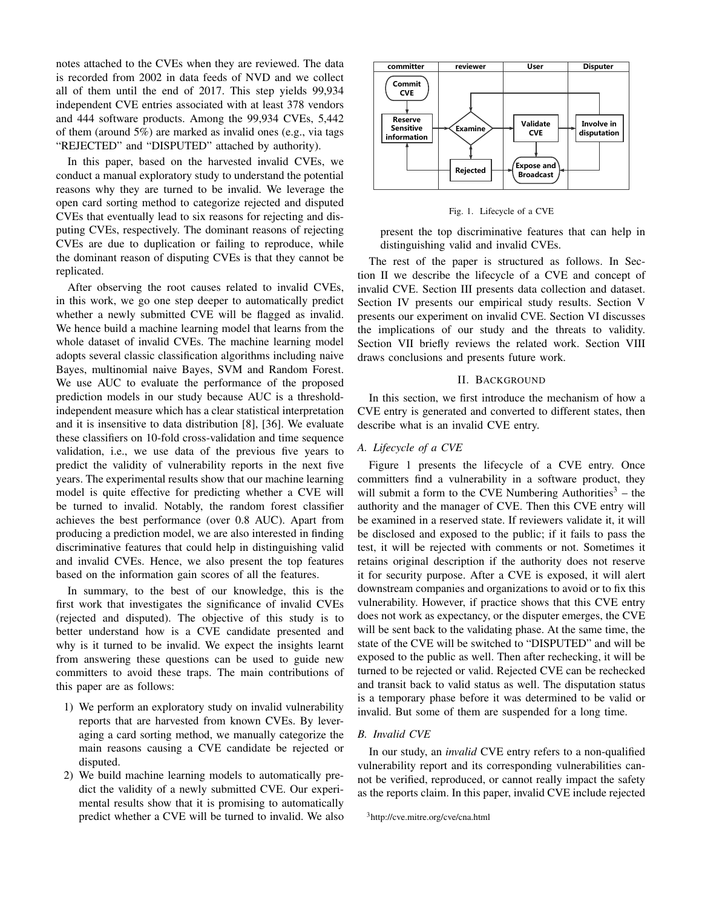notes attached to the CVEs when they are reviewed. The data is recorded from 2002 in data feeds of NVD and we collect all of them until the end of 2017. This step yields 99,934 independent CVE entries associated with at least 378 vendors and 444 software products. Among the 99,934 CVEs, 5,442 of them (around 5%) are marked as invalid ones (e.g., via tags "REJECTED" and "DISPUTED" attached by authority).

In this paper, based on the harvested invalid CVEs, we conduct a manual exploratory study to understand the potential reasons why they are turned to be invalid. We leverage the open card sorting method to categorize rejected and disputed CVEs that eventually lead to six reasons for rejecting and disputing CVEs, respectively. The dominant reasons of rejecting CVEs are due to duplication or failing to reproduce, while the dominant reason of disputing CVEs is that they cannot be replicated.

After observing the root causes related to invalid CVEs, in this work, we go one step deeper to automatically predict whether a newly submitted CVE will be flagged as invalid. We hence build a machine learning model that learns from the whole dataset of invalid CVEs. The machine learning model adopts several classic classification algorithms including naive Bayes, multinomial naive Bayes, SVM and Random Forest. We use AUC to evaluate the performance of the proposed prediction models in our study because AUC is a threshold-independent measure which has a clear statistical interpretation and it is insensitive to data distribution [8], [36]. We evaluate these classifiers on 10-fold cross-validation and time sequence validation, i.e., we use data of the previous five years to predict the validity of vulnerability reports in the next five years. The experimental results show that our machine learning model is quite effective for predicting whether a CVE will be turned to invalid. Notably, the random forest classifier achieves the best performance (over 0.8 AUC). Apart from producing a prediction model, we are also interested in finding discriminative features that could help in distinguishing valid and invalid CVEs. Hence, we also present the top features based on the information gain scores of all the features.

In summary, to the best of our knowledge, this is the first work that investigates the significance of invalid CVEs (rejected and disputed). The objective of this study is to better understand how is a CVE candidate presented and why is it turned to be invalid. We expect the insights learnt from answering these questions can be used to guide new committers to avoid these traps. The main contributions of this paper are as follows:

1) We perform an exploratory study on invalid vulnerability reports that are harvested from known CVEs. By leveraging a card sorting method, we manually categorize the main reasons causing a CVE candidate be rejected or disputed.
2) We build machine learning models to automatically predict the validity of a newly submitted CVE. Our experimental results show that it is promising to automatically predict whether a CVE will be turned to invalid. We also present the top discriminative features that can help in distinguishing valid and invalid CVEs.

Fig. 1. Lifecycle of a CVE

The rest of the paper is structured as follows. In Section II we describe the lifecycle of a CVE and concept of invalid CVE. Section III presents data collection and dataset. Section IV presents our empirical study results. Section V presents our experiment on invalid CVE. Section VI discusses the implications of our study and the threats to validity. Section VII briefly reviews the related work. Section VIII draws conclusions and presents future work.

## II. Background

In this section, we first introduce the mechanism of how a CVE entry is generated and converted to different states, then describe what is an invalid CVE entry.

### A. Lifecycle of a CVE

Figure 1 presents the lifecycle of a CVE entry. Once committers find a vulnerability in a software product, they will submit a form to the CVE Numbering Authorities[3] – the authority and the manager of CVE. Then this CVE entry will be examined in a reserved state. If reviewers validate it, it will be disclosed and exposed to the public; if it fails to pass the test, it will be rejected with comments or not. Sometimes it retains original description if the authority does not reserve it for security purpose. After a CVE is exposed, it will alert downstream companies and organizations to avoid or to fix this vulnerability. However, if practice shows that this CVE entry does not work as expectancy, or the disputer emerges, the CVE will be sent back to the validating phase. At the same time, the state of the CVE will be switched to "DISPUTED" and will be exposed to the public as well. Then after rechecking, it will be turned to be rejected or valid. Rejected CVE can be rechecked and transit back to valid status as well. The disputation status is a temporary phase before it was determined to be valid or invalid. But some of them are suspended for a long time.

### B. Invalid CVE

In our study, an *invalid* CVE entry refers to a non-qualified vulnerability report and its corresponding vulnerabilities cannot be verified, reproduced, or cannot really impact the safety as the reports claim. In this paper, invalid CVE include rejected

[3]http://cve.mitre.org/cve/cna.html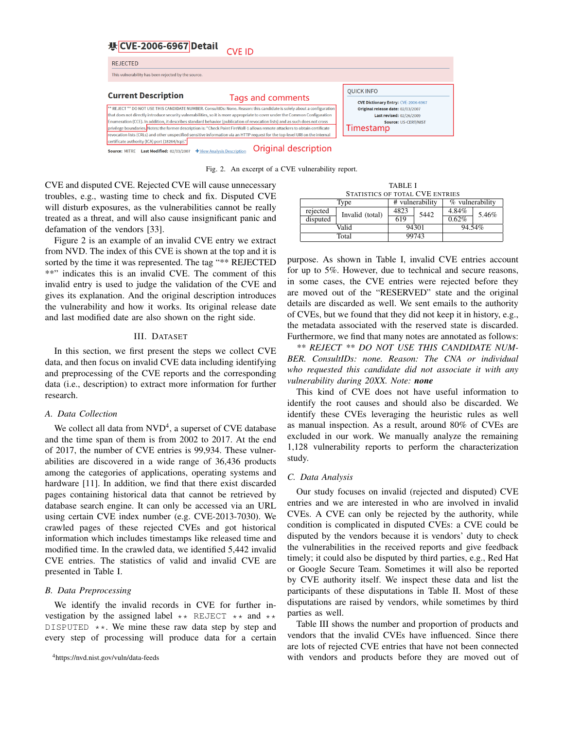Fig. 2. An excerpt of a CVE vulnerability report.

CVE and disputed CVE. Rejected CVE will cause unnecessary troubles, e.g., wasting time to check and fix. Disputed CVE will disturb exposures, as the vulnerabilities cannot be really treated as a threat, and will also cause insignificant panic and defamation of the vendors [33].

Figure 2 is an example of an invalid CVE entry we extract from NVD. The index of this CVE is shown at the top and it is sorted by the time it was represented. The tag "** REJECTED **" indicates this is an invalid CVE. The comment of this invalid entry is used to judge the validation of the CVE and gives its explanation. And the original description introduces the vulnerability and how it works. Its original release date and last modified date are also shown on the right side.

## III. Dataset

In this section, we first present the steps we collect CVE data, and then focus on invalid CVE data including identifying and preprocessing of the CVE reports and the corresponding data (i.e., description) to extract more information for further research.

### A. Data Collection

We collect all data from NVD[4], a superset of CVE database and the time span of them is from 2002 to 2017. At the end of 2017, the number of CVE entries is 99,934. These vulnerabilities are discovered in a wide range of 36,436 products among the categories of applications, operating systems and hardware [11]. In addition, we find that there exist discarded pages containing historical data that cannot be retrieved by database search engine. It can only be accessed via an URL using certain CVE index number (e.g. CVE-2013-7030). We crawled pages of these rejected CVEs and got historical information which includes timestamps like released time and modified time. In the crawled data, we identified 5,442 invalid CVE entries. The statistics of valid and invalid CVE are presented in Table I.

### B. Data Preprocessing

We identify the invalid records in CVE for further investigation by the assigned label `** REJECT **` and `** DISPUTED **`. We mine these raw data step by step and every step of processing will produce data for a certain

[4]https://nvd.nist.gov/vuln/data-feeds

TABLE I
Statistics of total CVE entries

| Type | | # vulnerability | | % vulnerability | |
|---|---|---|---|---|---|
| rejected | Invalid (total) | 4823 | 5442 | 4.84% | 5.46% |
| disputed | | 619 | | 0.62% | |
| Valid | | 94301 | | 94.54% | |
| Total | | 99743 | | | |

purpose. As shown in Table I, invalid CVE entries account for up to 5%. However, due to technical and secure reasons, in some cases, the CVE entries were rejected before they are moved out of the "RESERVED" state and the original details are discarded as well. We sent emails to the authority of CVEs, but we found that they did not keep it in history, e.g., the metadata associated with the reserved state is discarded. Furthermore, we find that many notes are annotated as follows:

*\*\* REJECT \*\* DO NOT USE THIS CANDIDATE NUMBER. ConsultIDs: none. Reason: The CNA or individual who requested this candidate did not associate it with any vulnerability during 20XX. Note:* ***none***

This kind of CVE does not have useful information to identify the root causes and should also be discarded. We identify these CVEs leveraging the heuristic rules as well as manual inspection. As a result, around 80% of CVEs are excluded in our work. We manually analyze the remaining 1,128 vulnerability reports to perform the characterization study.

### C. Data Analysis

Our study focuses on invalid (rejected and disputed) CVE entries and we are interested in who are involved in invalid CVEs. A CVE can only be rejected by the authority, while condition is complicated in disputed CVEs: a CVE could be disputed by the vendors because it is vendors' duty to check the vulnerabilities in the received reports and give feedback timely; it could also be disputed by third parties, e.g., Red Hat or Google Secure Team. Sometimes it will also be reported by CVE authority itself. We inspect these data and list the participants of these disputations in Table II. Most of these disputations are raised by vendors, while sometimes by third parties as well.

Table III shows the number and proportion of products and vendors that the invalid CVEs have influenced. Since there are lots of rejected CVE entries that have not been connected with vendors and products before they are moved out of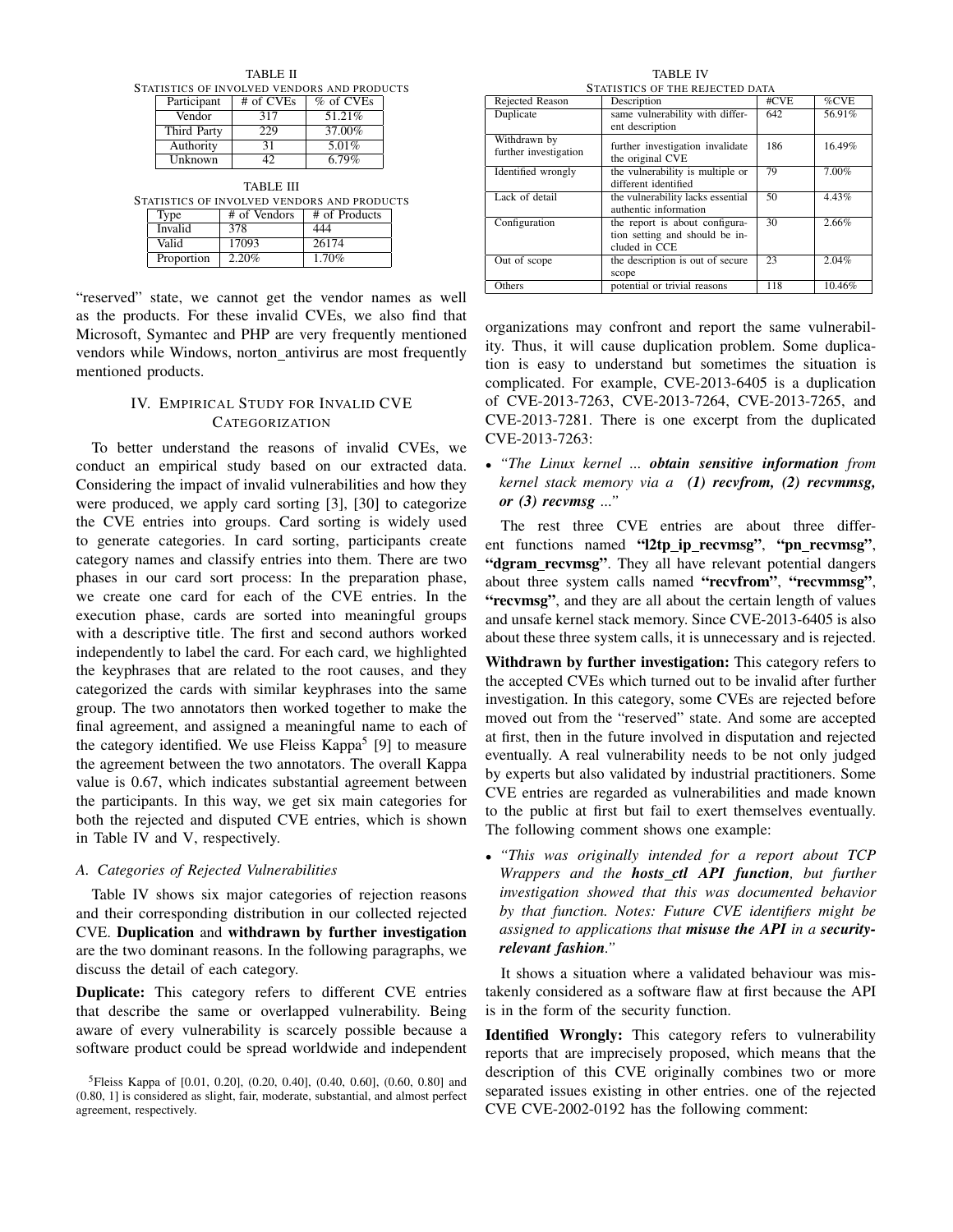TABLE II
STATISTICS OF INVOLVED VENDORS AND PRODUCTS

| Participant | # of CVEs | % of CVEs |
|---|---|---|
| Vendor | 317 | 51.21% |
| Third Party | 229 | 37.00% |
| Authority | 31 | 5.01% |
| Unknown | 42 | 6.79% |

TABLE III
STATISTICS OF INVOLVED VENDORS AND PRODUCTS

| Type | # of Vendors | # of Products |
|---|---|---|
| Invalid | 378 | 444 |
| Valid | 17093 | 26174 |
| Proportion | 2.20% | 1.70% |

"reserved" state, we cannot get the vendor names as well as the products. For these invalid CVEs, we also find that Microsoft, Symantec and PHP are very frequently mentioned vendors while Windows, norton_antivirus are most frequently mentioned products.

## IV. EMPIRICAL STUDY FOR INVALID CVE CATEGORIZATION

To better understand the reasons of invalid CVEs, we conduct an empirical study based on our extracted data. Considering the impact of invalid vulnerabilities and how they were produced, we apply card sorting [3], [30] to categorize the CVE entries into groups. Card sorting is widely used to generate categories. In card sorting, participants create category names and classify entries into them. There are two phases in our card sort process: In the preparation phase, we create one card for each of the CVE entries. In the execution phase, cards are sorted into meaningful groups with a descriptive title. The first and second authors worked independently to label the card. For each card, we highlighted the keyphrases that are related to the root causes, and they categorized the cards with similar keyphrases into the same group. The two annotators then worked together to make the final agreement, and assigned a meaningful name to each of the category identified. We use Fleiss Kappa[5] [9] to measure the agreement between the two annotators. The overall Kappa value is 0.67, which indicates substantial agreement between the participants. In this way, we get six main categories for both the rejected and disputed CVE entries, which is shown in Table IV and V, respectively.

### A. Categories of Rejected Vulnerabilities

Table IV shows six major categories of rejection reasons and their corresponding distribution in our collected rejected CVE. **Duplication** and **withdrawn by further investigation** are the two dominant reasons. In the following paragraphs, we discuss the detail of each category.

**Duplicate:** This category refers to different CVE entries that describe the same or overlapped vulnerability. Being aware of every vulnerability is scarcely possible because a software product could be spread worldwide and independent

[5]Fleiss Kappa of [0.01, 0.20], (0.20, 0.40], (0.40, 0.60], (0.60, 0.80] and (0.80, 1] is considered as slight, fair, moderate, substantial, and almost perfect agreement, respectively.

TABLE IV
STATISTICS OF THE REJECTED DATA

| Rejected Reason | Description | #CVE | %CVE |
|---|---|---|---|
| Duplicate | same vulnerability with different description | 642 | 56.91% |
| Withdrawn by further investigation | further investigation invalidate the original CVE | 186 | 16.49% |
| Identified wrongly | the vulnerability is multiple or different identified | 79 | 7.00% |
| Lack of detail | the vulnerability lacks essential authentic information | 50 | 4.43% |
| Configuration | the report is about configuration setting and should be included in CCE | 30 | 2.66% |
| Out of scope | the description is out of secure scope | 23 | 2.04% |
| Others | potential or trivial reasons | 118 | 10.46% |

organizations may confront and report the same vulnerability. Thus, it will cause duplication problem. Some duplication is easy to understand but sometimes the situation is complicated. For example, CVE-2013-6405 is a duplication of CVE-2013-7263, CVE-2013-7264, CVE-2013-7265, and CVE-2013-7281. There is one excerpt from the duplicated CVE-2013-7263:

- *"The Linux kernel ... **obtain sensitive information** from kernel stack memory via a* ***(1) recvfrom, (2) recvmmsg, or (3) recvmsg*** *..."*

The rest three CVE entries are about three different functions named **"l2tp_ip_recvmsg"**, **"pn_recvmsg"**, **"dgram_recvmsg"**. They all have relevant potential dangers about three system calls named **"recvfrom"**, **"recvmmsg"**, **"recvmsg"**, and they are all about the certain length of values and unsafe kernel stack memory. Since CVE-2013-6405 is also about these three system calls, it is unnecessary and is rejected.

**Withdrawn by further investigation:** This category refers to the accepted CVEs which turned out to be invalid after further investigation. In this category, some CVEs are rejected before moved out from the "reserved" state. And some are accepted at first, then in the future involved in disputation and rejected eventually. A real vulnerability needs to be not only judged by experts but also validated by industrial practitioners. Some CVE entries are regarded as vulnerabilities and made known to the public at first but fail to exert themselves eventually. The following comment shows one example:

- *"This was originally intended for a report about TCP Wrappers and the **hosts_ctl API function**, but further investigation showed that this was documented behavior by that function. Notes: Future CVE identifiers might be assigned to applications that **misuse the API** in a **security-relevant fashion**."*

It shows a situation where a validated behaviour was mistakenly considered as a software flaw at first because the API is in the form of the security function.

**Identified Wrongly:** This category refers to vulnerability reports that are imprecisely proposed, which means that the description of this CVE originally combines two or more separated issues existing in other entries. one of the rejected CVE CVE-2002-0192 has the following comment: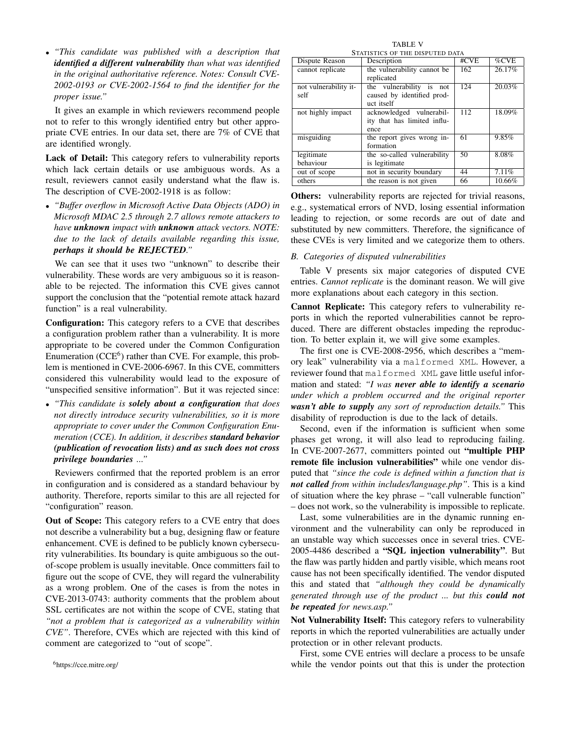- *"This candidate was published with a description that **identified a different vulnerability** than what was identified in the original authoritative reference. Notes: Consult CVE-2002-0193 or CVE-2002-1564 to find the identifier for the proper issue."*

It gives an example in which reviewers recommend people not to refer to this wrongly identified entry but other appropriate CVE entries. In our data set, there are 7% of CVE that are identified wrongly.

**Lack of Detail:** This category refers to vulnerability reports which lack certain details or use ambiguous words. As a result, reviewers cannot easily understand what the flaw is. The description of CVE-2002-1918 is as follow:

- *"Buffer overflow in Microsoft Active Data Objects (ADO) in Microsoft MDAC 2.5 through 2.7 allows remote attackers to have **unknown** impact with **unknown** attack vectors. NOTE: due to the lack of details available regarding this issue, **perhaps it should be REJECTED**."*

We can see that it uses two "unknown" to describe their vulnerability. These words are very ambiguous so it is reasonable to be rejected. The information this CVE gives cannot support the conclusion that the "potential remote attack hazard function" is a real vulnerability.

**Configuration:** This category refers to a CVE that describes a configuration problem rather than a vulnerability. It is more appropriate to be covered under the Common Configuration Enumeration (CCE[6]) rather than CVE. For example, this problem is mentioned in CVE-2006-6967. In this CVE, committers considered this vulnerability would lead to the exposure of "unspecified sensitive information". But it was rejected since:

- *"This candidate is **solely about a configuration** that does not directly introduce security vulnerabilities, so it is more appropriate to cover under the Common Configuration Enumeration (CCE). In addition, it describes **standard behavior (publication of revocation lists) and as such does not cross privilege boundaries** ..."*

Reviewers confirmed that the reported problem is an error in configuration and is considered as a standard behaviour by authority. Therefore, reports similar to this are all rejected for "configuration" reason.

**Out of Scope:** This category refers to a CVE entry that does not describe a vulnerability but a bug, designing flaw or feature enhancement. CVE is defined to be publicly known cybersecurity vulnerabilities. Its boundary is quite ambiguous so the out-of-scope problem is usually inevitable. Once committers fail to figure out the scope of CVE, they will regard the vulnerability as a wrong problem. One of the cases is from the notes in CVE-2013-0743: authority comments that the problem about SSL certificates are not within the scope of CVE, stating that *"not a problem that is categorized as a vulnerability within CVE"*. Therefore, CVEs which are rejected with this kind of comment are categorized to "out of scope".

[6]https://cce.mitre.org/

TABLE V
STATISTICS OF THE DISPUTED DATA

| Dispute Reason | Description | #CVE | %CVE |
|---|---|---|---|
| cannot replicate | the vulnerability cannot be replicated | 162 | 26.17% |
| not vulnerability itself | the vulnerability is not caused by identified product itself | 124 | 20.03% |
| not highly impact | acknowledged vulnerability that has limited influence | 112 | 18.09% |
| misguiding | the report gives wrong information | 61 | 9.85% |
| legitimate behaviour | the so-called vulnerability is legitimate | 50 | 8.08% |
| out of scope | not in security boundary | 44 | 7.11% |
| others | the reason is not given | 66 | 10.66% |

**Others:** vulnerability reports are rejected for trivial reasons, e.g., systematical errors of NVD, losing essential information leading to rejection, or some records are out of date and substituted by new committers. Therefore, the significance of these CVEs is very limited and we categorize them to others.

### B. Categories of disputed vulnerabilities

Table V presents six major categories of disputed CVE entries. *Cannot replicate* is the dominant reason. We will give more explanations about each category in this section.

**Cannot Replicate:** This category refers to vulnerability reports in which the reported vulnerabilities cannot be reproduced. There are different obstacles impeding the reproduction. To better explain it, we will give some examples.

The first one is CVE-2008-2956, which describes a "memory leak" vulnerability via a `malformed XML`. However, a reviewer found that `malformed XML` gave little useful information and stated: *"I was **never able to identify a scenario** under which a problem occurred and the original reporter **wasn't able to supply** any sort of reproduction details."* This disability of reproduction is due to the lack of details.

Second, even if the information is sufficient when some phases get wrong, it will also lead to reproducing failing. In CVE-2007-2677, committers pointed out **"multiple PHP remote file inclusion vulnerabilities"** while one vendor disputed that *"since the code is defined within a function that is **not called** from within includes/language.php"*. This is a kind of situation where the key phrase – "call vulnerable function" – does not work, so the vulnerability is impossible to replicate.

Last, some vulnerabilities are in the dynamic running environment and the vulnerability can only be reproduced in an unstable way which successes once in several tries. CVE-2005-4486 described a **"SQL injection vulnerability"**. But the flaw was partly hidden and partly visible, which means root cause has not been specifically identified. The vendor disputed this and stated that *"although they could be dynamically generated through use of the product ... but this **could not be repeated** for news.asp."*

**Not Vulnerability Itself:** This category refers to vulnerability reports in which the reported vulnerabilities are actually under protection or in other relevant products.

First, some CVE entries will declare a process to be unsafe while the vendor points out that this is under the protection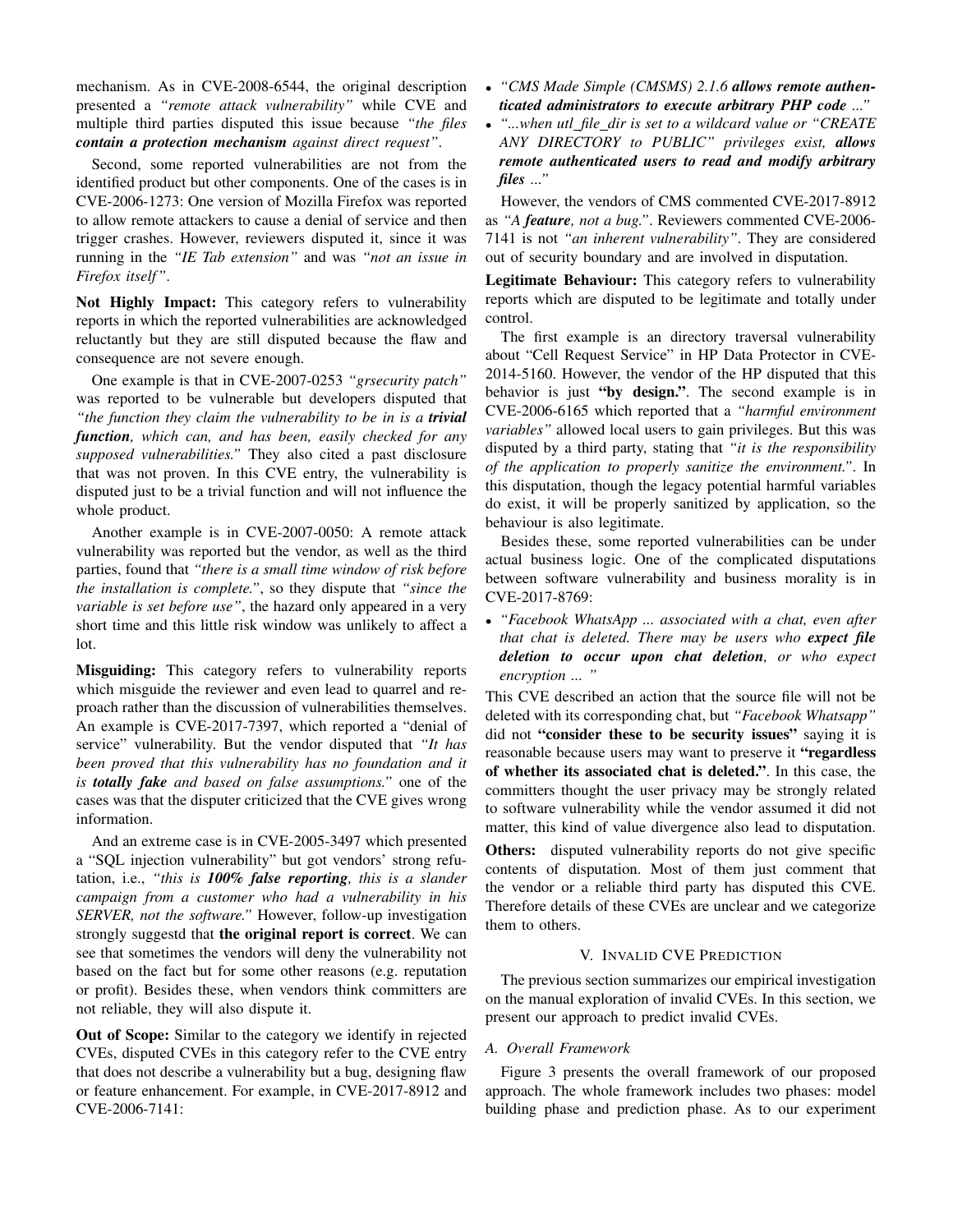mechanism. As in CVE-2008-6544, the original description presented a *"remote attack vulnerability"* while CVE and multiple third parties disputed this issue because *"the files **contain a protection mechanism** against direct request"*.

Second, some reported vulnerabilities are not from the identified product but other components. One of the cases is in CVE-2006-1273: One version of Mozilla Firefox was reported to allow remote attackers to cause a denial of service and then trigger crashes. However, reviewers disputed it, since it was running in the *"IE Tab extension"* and was *"not an issue in Firefox itself"*.

**Not Highly Impact:** This category refers to vulnerability reports in which the reported vulnerabilities are acknowledged reluctantly but they are still disputed because the flaw and consequence are not severe enough.

One example is that in CVE-2007-0253 *"grsecurity patch"* was reported to be vulnerable but developers disputed that *"the function they claim the vulnerability to be in is a **trivial function**, which can, and has been, easily checked for any supposed vulnerabilities."* They also cited a past disclosure that was not proven. In this CVE entry, the vulnerability is disputed just to be a trivial function and will not influence the whole product.

Another example is in CVE-2007-0050: A remote attack vulnerability was reported but the vendor, as well as the third parties, found that *"there is a small time window of risk before the installation is complete."*, so they dispute that *"since the variable is set before use"*, the hazard only appeared in a very short time and this little risk window was unlikely to affect a lot.

**Misguiding:** This category refers to vulnerability reports which misguide the reviewer and even lead to quarrel and reproach rather than the discussion of vulnerabilities themselves. An example is CVE-2017-7397, which reported a "denial of service" vulnerability. But the vendor disputed that *"It has been proved that this vulnerability has no foundation and it is **totally fake** and based on false assumptions."* one of the cases was that the disputer criticized that the CVE gives wrong information.

And an extreme case is in CVE-2005-3497 which presented a "SQL injection vulnerability" but got vendors' strong refutation, i.e., *"this is **100% false reporting**, this is a slander campaign from a customer who had a vulnerability in his SERVER, not the software."* However, follow-up investigation strongly suggestd that **the original report is correct**. We can see that sometimes the vendors will deny the vulnerability not based on the fact but for some other reasons (e.g. reputation or profit). Besides these, when vendors think committers are not reliable, they will also dispute it.

**Out of Scope:** Similar to the category we identify in rejected CVEs, disputed CVEs in this category refer to the CVE entry that does not describe a vulnerability but a bug, designing flaw or feature enhancement. For example, in CVE-2017-8912 and CVE-2006-7141:

- *"CMS Made Simple (CMSMS) 2.1.6 **allows remote authenticated administrators to execute arbitrary PHP code** ..."*
- *"...when utl_file_dir is set to a wildcard value or "CREATE ANY DIRECTORY to PUBLIC" privileges exist, **allows remote authenticated users to read and modify arbitrary files** ..."*

However, the vendors of CMS commented CVE-2017-8912 as *"A **feature**, not a bug."*. Reviewers commented CVE-2006-7141 is not *"an inherent vulnerability"*. They are considered out of security boundary and are involved in disputation.

**Legitimate Behaviour:** This category refers to vulnerability reports which are disputed to be legitimate and totally under control.

The first example is an directory traversal vulnerability about "Cell Request Service" in HP Data Protector in CVE-2014-5160. However, the vendor of the HP disputed that this behavior is just **"by design."**. The second example is in CVE-2006-6165 which reported that a *"harmful environment variables"* allowed local users to gain privileges. But this was disputed by a third party, stating that *"it is the responsibility of the application to properly sanitize the environment."*. In this disputation, though the legacy potential harmful variables do exist, it will be properly sanitized by application, so the behaviour is also legitimate.

Besides these, some reported vulnerabilities can be under actual business logic. One of the complicated disputations between software vulnerability and business morality is in CVE-2017-8769:

- *"Facebook WhatsApp ... associated with a chat, even after that chat is deleted. There may be users who **expect file deletion to occur upon chat deletion**, or who expect encryption ... "*

This CVE described an action that the source file will not be deleted with its corresponding chat, but *"Facebook Whatsapp"* did not **"consider these to be security issues"** saying it is reasonable because users may want to preserve it **"regardless of whether its associated chat is deleted."**. In this case, the committers thought the user privacy may be strongly related to software vulnerability while the vendor assumed it did not matter, this kind of value divergence also lead to disputation.

**Others:** disputed vulnerability reports do not give specific contents of disputation. Most of them just comment that the vendor or a reliable third party has disputed this CVE. Therefore details of these CVEs are unclear and we categorize them to others.

## V. Invalid CVE Prediction

The previous section summarizes our empirical investigation on the manual exploration of invalid CVEs. In this section, we present our approach to predict invalid CVEs.

### A. Overall Framework

Figure 3 presents the overall framework of our proposed approach. The whole framework includes two phases: model building phase and prediction phase. As to our experiment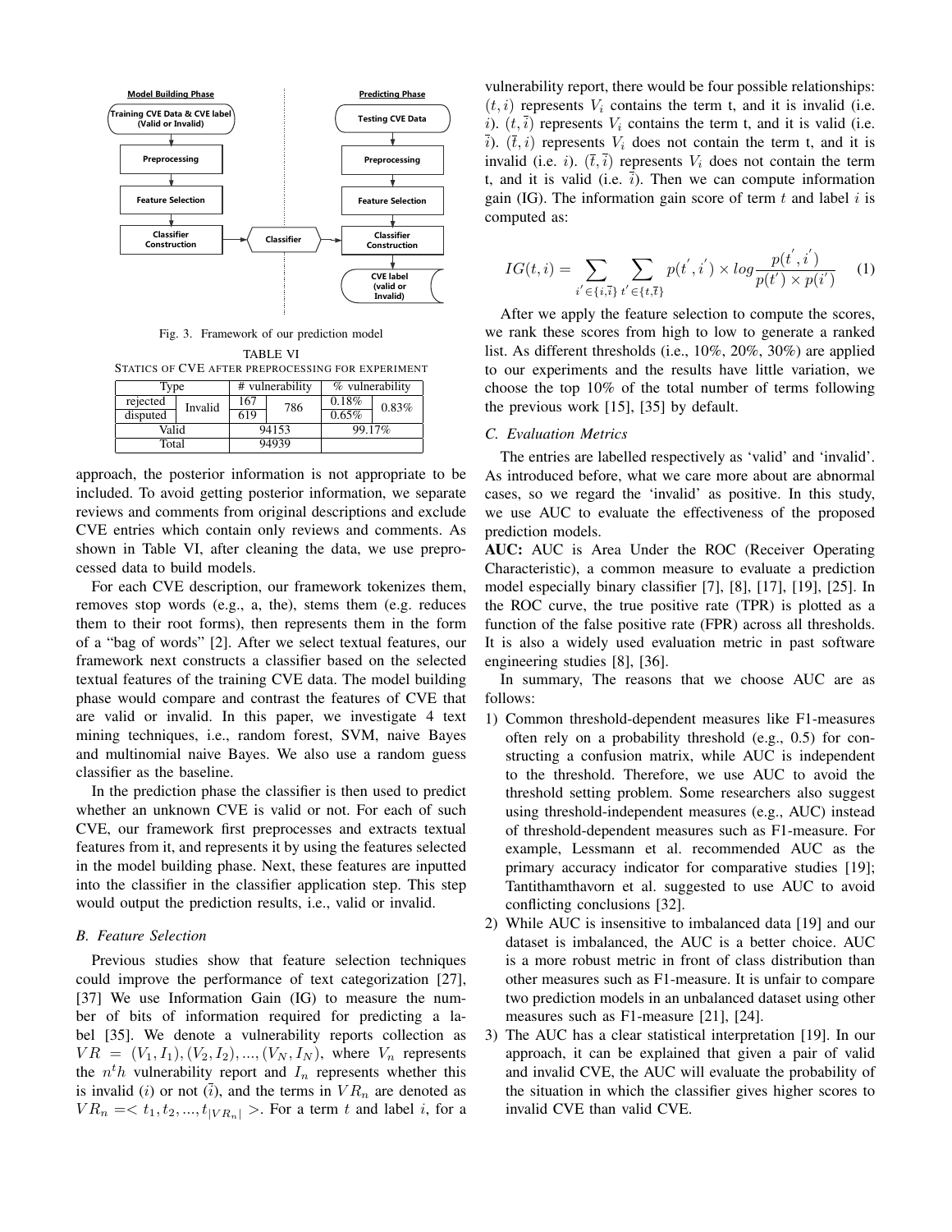Fig. 3. Framework of our prediction model

TABLE VI
STATICS OF CVE AFTER PREPROCESSING FOR EXPERIMENT

| Type | | # vulnerability | | % vulnerability | |
|---|---|---|---|---|---|
| rejected | Invalid | 167 | 786 | 0.18% | 0.83% |
| disputed | | 619 | | 0.65% | |
| Valid | | 94153 | | 99.17% | |
| Total | | 94939 | | | |

approach, the posterior information is not appropriate to be included. To avoid getting posterior information, we separate reviews and comments from original descriptions and exclude CVE entries which contain only reviews and comments. As shown in Table VI, after cleaning the data, we use preprocessed data to build models.

For each CVE description, our framework tokenizes them, removes stop words (e.g., a, the), stems them (e.g. reduces them to their root forms), then represents them in the form of a "bag of words" [2]. After we select textual features, our framework next constructs a classifier based on the selected textual features of the training CVE data. The model building phase would compare and contrast the features of CVE that are valid or invalid. In this paper, we investigate 4 text mining techniques, i.e., random forest, SVM, naive Bayes and multinomial naive Bayes. We also use a random guess classifier as the baseline.

In the prediction phase the classifier is then used to predict whether an unknown CVE is valid or not. For each of such CVE, our framework first preprocesses and extracts textual features from it, and represents it by using the features selected in the model building phase. Next, these features are inputted into the classifier in the classifier application step. This step would output the prediction results, i.e., valid or invalid.

### *B. Feature Selection*

Previous studies show that feature selection techniques could improve the performance of text categorization [27], [37] We use Information Gain (IG) to measure the number of bits of information required for predicting a label [35]. We denote a vulnerability reports collection as $VR = (V_1, I_1), (V_2, I_2), ..., (V_N, I_N)$, where $V_n$ represents the $n^th$ vulnerability report and $I_n$ represents whether this is invalid ($i$) or not ($\bar{i}$), and the terms in $VR_n$ are denoted as $VR_n =< t_1, t_2, ..., t_{|VR_n|} >$. For a term $t$ and label $i$, for a vulnerability report, there would be four possible relationships: $(t, i)$ represents $V_i$ contains the term t, and it is invalid (i.e. $i$). $(t, \bar{i})$ represents $V_i$ contains the term t, and it is valid (i.e. $\bar{i}$). $(\bar{t}, i)$ represents $V_i$ does not contain the term t, and it is invalid (i.e. $i$). $(\bar{t}, \bar{i})$ represents $V_i$ does not contain the term t, and it is valid (i.e. $\bar{i}$). Then we can compute information gain (IG). The information gain score of term $t$ and label $i$ is computed as:

$$IG(t, i) = \sum_{i' \in \{i, \bar{i}\}} \sum_{t' \in \{t, \bar{t}\}} p(t', i') \times log \frac{p(t', i')}{p(t') \times p(i')} \quad (1)$$

After we apply the feature selection to compute the scores, we rank these scores from high to low to generate a ranked list. As different thresholds (i.e., 10%, 20%, 30%) are applied to our experiments and the results have little variation, we choose the top 10% of the total number of terms following the previous work [15], [35] by default.

### *C. Evaluation Metrics*

The entries are labelled respectively as 'valid' and 'invalid'. As introduced before, what we care more about are abnormal cases, so we regard the 'invalid' as positive. In this study, we use AUC to evaluate the effectiveness of the proposed prediction models.

**AUC:** AUC is Area Under the ROC (Receiver Operating Characteristic), a common measure to evaluate a prediction model especially binary classifier [7], [8], [17], [19], [25]. In the ROC curve, the true positive rate (TPR) is plotted as a function of the false positive rate (FPR) across all thresholds. It is also a widely used evaluation metric in past software engineering studies [8], [36].

In summary, The reasons that we choose AUC are as follows:

1) Common threshold-dependent measures like F1-measures often rely on a probability threshold (e.g., 0.5) for constructing a confusion matrix, while AUC is independent to the threshold. Therefore, we use AUC to avoid the threshold setting problem. Some researchers also suggest using threshold-independent measures (e.g., AUC) instead of threshold-dependent measures such as F1-measures. For example, Lessmann et al. recommended AUC as the primary accuracy indicator for comparative studies [19]; Tantithamthavorn et al. suggested to use AUC to avoid conflicting conclusions [32].
2) While AUC is insensitive to imbalanced data [19] and our dataset is imbalanced, the AUC is a better choice. AUC is a more robust metric in front of class distribution than other measures such as F1-measure. It is unfair to compare two prediction models in an unbalanced dataset using other measures such as F1-measure [21], [24].
3) The AUC has a clear statistical interpretation [19]. In our approach, it can be explained that given a pair of valid and invalid CVE, the AUC will evaluate the probability of the situation in which the classifier gives higher scores to invalid CVE than valid CVE.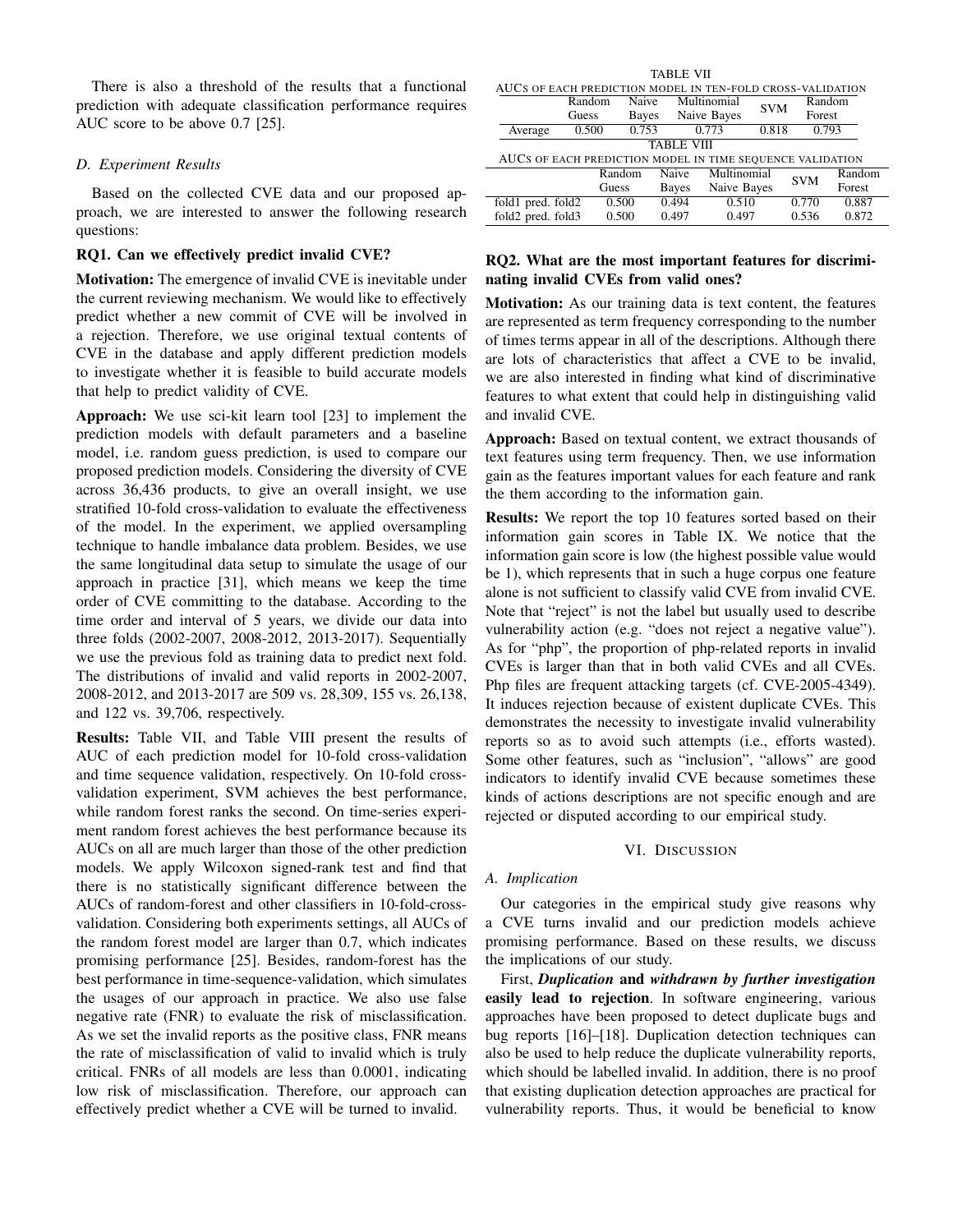There is also a threshold of the results that a functional prediction with adequate classification performance requires AUC score to be above 0.7 [25].

### D. Experiment Results

Based on the collected CVE data and our proposed approach, we are interested to answer the following research questions:

**RQ1. Can we effectively predict invalid CVE?**

**Motivation:** The emergence of invalid CVE is inevitable under the current reviewing mechanism. We would like to effectively predict whether a new commit of CVE will be involved in a rejection. Therefore, we use original textual contents of CVE in the database and apply different prediction models to investigate whether it is feasible to build accurate models that help to predict validity of CVE.

**Approach:** We use sci-kit learn tool [23] to implement the prediction models with default parameters and a baseline model, i.e. random guess prediction, is used to compare our proposed prediction models. Considering the diversity of CVE across 36,436 products, to give an overall insight, we use stratified 10-fold cross-validation to evaluate the effectiveness of the model. In the experiment, we applied oversampling technique to handle imbalance data problem. Besides, we use the same longitudinal data setup to simulate the usage of our approach in practice [31], which means we keep the time order of CVE committing to the database. According to the time order and interval of 5 years, we divide our data into three folds (2002-2007, 2008-2012, 2013-2017). Sequentially we use the previous fold as training data to predict next fold. The distributions of invalid and valid reports in 2002-2007, 2008-2012, and 2013-2017 are 509 vs. 28,309, 155 vs. 26,138, and 122 vs. 39,706, respectively.

**Results:** Table VII, and Table VIII present the results of AUC of each prediction model for 10-fold cross-validation and time sequence validation, respectively. On 10-fold cross-validation experiment, SVM achieves the best performance, while random forest ranks the second. On time-series experiment random forest achieves the best performance because its AUCs on all are much larger than those of the other prediction models. We apply Wilcoxon signed-rank test and find that there is no statistically significant difference between the AUCs of random-forest and other classifiers in 10-fold-cross-validation. Considering both experiments settings, all AUCs of the random forest model are larger than 0.7, which indicates promising performance [25]. Besides, random-forest has the best performance in time-sequence-validation, which simulates the usages of our approach in practice. We also use false negative rate (FNR) to evaluate the risk of misclassification. As we set the invalid reports as the positive class, FNR means the rate of misclassification of valid to invalid which is truly critical. FNRs of all models are less than 0.0001, indicating low risk of misclassification. Therefore, our approach can effectively predict whether a CVE will be turned to invalid.

TABLE VII
AUCS OF EACH PREDICTION MODEL IN TEN-FOLD CROSS-VALIDATION

| | Random Guess | Naive Bayes | Multinomial Naive Bayes | SVM | Random Forest |
|---|---|---|---|---|---|
| Average | 0.500 | 0.753 | 0.773 | 0.818 | 0.793 |

TABLE VIII
AUCS OF EACH PREDICTION MODEL IN TIME SEQUENCE VALIDATION

| | Random Guess | Naive Bayes | Multinomial Naive Bayes | SVM | Random Forest |
|---|---|---|---|---|---|
| fold1 pred. fold2 | 0.500 | 0.494 | 0.510 | 0.770 | 0.887 |
| fold2 pred. fold3 | 0.500 | 0.497 | 0.497 | 0.536 | 0.872 |

**RQ2. What are the most important features for discriminating invalid CVEs from valid ones?**

**Motivation:** As our training data is text content, the features are represented as term frequency corresponding to the number of times terms appear in all of the descriptions. Although there are lots of characteristics that affect a CVE to be invalid, we are also interested in finding what kind of discriminative features to what extent that could help in distinguishing valid and invalid CVE.

**Approach:** Based on textual content, we extract thousands of text features using term frequency. Then, we use information gain as the features important values for each feature and rank the them according to the information gain.

**Results:** We report the top 10 features sorted based on their information gain scores in Table IX. We notice that the information gain score is low (the highest possible value would be 1), which represents that in such a huge corpus one feature alone is not sufficient to classify valid CVE from invalid CVE. Note that "reject" is not the label but usually used to describe vulnerability action (e.g. "does not reject a negative value"). As for "php", the proportion of php-related reports in invalid CVEs is larger than that in both valid CVEs and all CVEs. Php files are frequent attacking targets (cf. CVE-2005-4349). It induces rejection because of existent duplicate CVEs. This demonstrates the necessity to investigate invalid vulnerability reports so as to avoid such attempts (i.e., efforts wasted). Some other features, such as "inclusion", "allows" are good indicators to identify invalid CVE because sometimes these kinds of actions descriptions are not specific enough and are rejected or disputed according to our empirical study.

## VI. DISCUSSION

### A. Implication

Our categories in the empirical study give reasons why a CVE turns invalid and our prediction models achieve promising performance. Based on these results, we discuss the implications of our study.

First, ***Duplication*** **and** ***withdrawn by further investigation*** **easily lead to rejection**. In software engineering, various approaches have been proposed to detect duplicate bugs and bug reports [16]–[18]. Duplication detection techniques can also be used to help reduce the duplicate vulnerability reports, which should be labelled invalid. In addition, there is no proof that existing duplication detection approaches are practical for vulnerability reports. Thus, it would be beneficial to know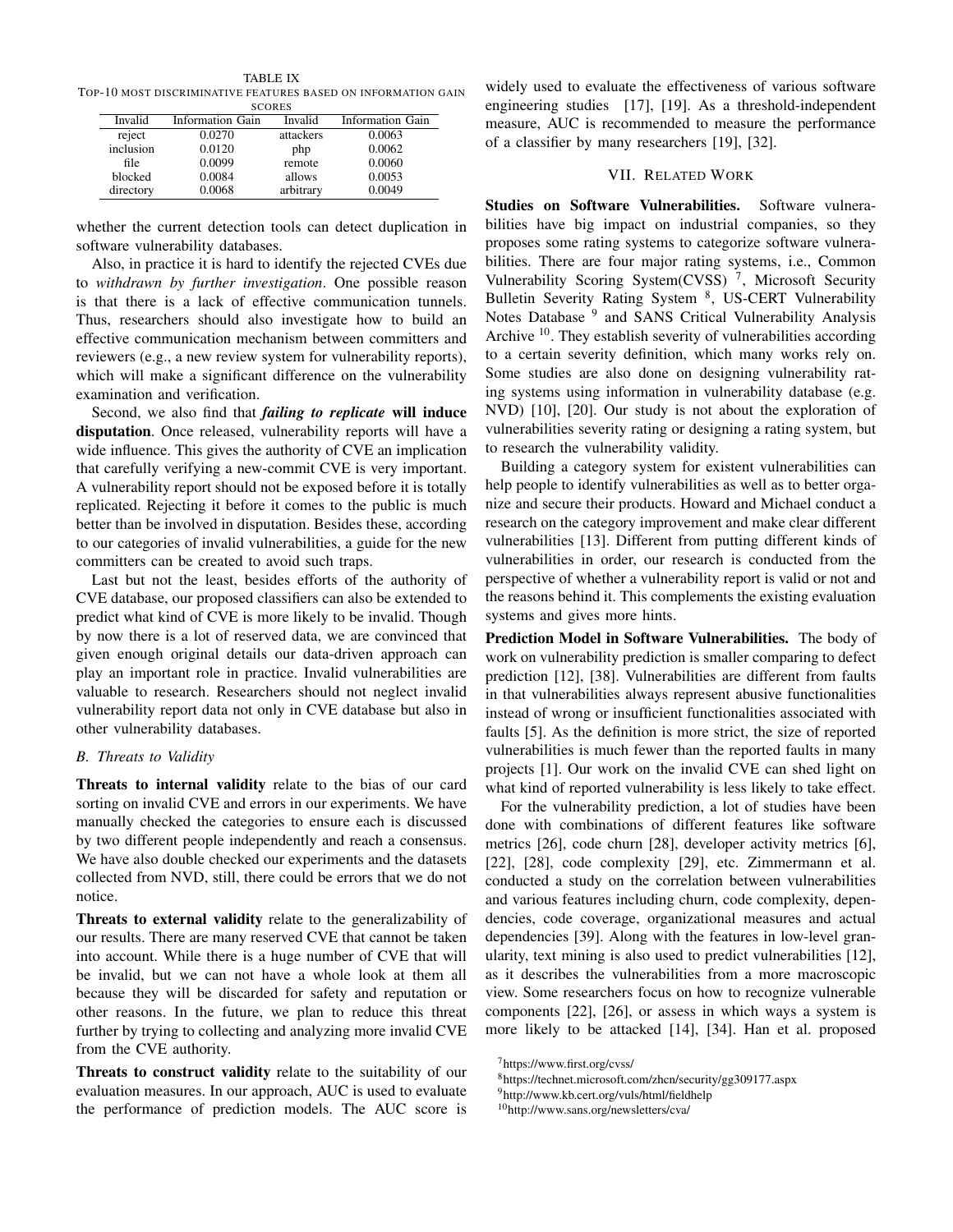TABLE IX
TOP-10 MOST DISCRIMINATIVE FEATURES BASED ON INFORMATION GAIN SCORES

| Invalid | Information Gain | Invalid | Information Gain |
|---|---|---|---|
| reject | 0.0270 | attackers | 0.0063 |
| inclusion | 0.0120 | php | 0.0062 |
| file | 0.0099 | remote | 0.0060 |
| blocked | 0.0084 | allows | 0.0053 |
| directory | 0.0068 | arbitrary | 0.0049 |

whether the current detection tools can detect duplication in software vulnerability databases.

Also, in practice it is hard to identify the rejected CVEs due to *withdrawn by further investigation*. One possible reason is that there is a lack of effective communication tunnels. Thus, researchers should also investigate how to build an effective communication mechanism between committers and reviewers (e.g., a new review system for vulnerability reports), which will make a significant difference on the vulnerability examination and verification.

Second, we also find that ***failing to replicate*** **will induce disputation**. Once released, vulnerability reports will have a wide influence. This gives the authority of CVE an implication that carefully verifying a new-commit CVE is very important. A vulnerability report should not be exposed before it is totally replicated. Rejecting it before it comes to the public is much better than be involved in disputation. Besides these, according to our categories of invalid vulnerabilities, a guide for the new committers can be created to avoid such traps.

Last but not the least, besides efforts of the authority of CVE database, our proposed classifiers can also be extended to predict what kind of CVE is more likely to be invalid. Though by now there is a lot of reserved data, we are convinced that given enough original details our data-driven approach can play an important role in practice. Invalid vulnerabilities are valuable to research. Researchers should not neglect invalid vulnerability report data not only in CVE database but also in other vulnerability databases.

### B. Threats to Validity

**Threats to internal validity** relate to the bias of our card sorting on invalid CVE and errors in our experiments. We have manually checked the categories to ensure each is discussed by two different people independently and reach a consensus. We have also double checked our experiments and the datasets collected from NVD, still, there could be errors that we do not notice.

**Threats to external validity** relate to the generalizability of our results. There are many reserved CVE that cannot be taken into account. While there is a huge number of CVE that will be invalid, but we can not have a whole look at them all because they will be discarded for safety and reputation or other reasons. In the future, we plan to reduce this threat further by trying to collecting and analyzing more invalid CVE from the CVE authority.

**Threats to construct validity** relate to the suitability of our evaluation measures. In our approach, AUC is used to evaluate the performance of prediction models. The AUC score is widely used to evaluate the effectiveness of various software engineering studies [17], [19]. As a threshold-independent measure, AUC is recommended to measure the performance of a classifier by many researchers [19], [32].

## VII. RELATED WORK

**Studies on Software Vulnerabilities.** Software vulnerabilities have big impact on industrial companies, so they proposes some rating systems to categorize software vulnerabilities. There are four major rating systems, i.e., Common Vulnerability Scoring System(CVSS) [7], Microsoft Security Bulletin Severity Rating System [8], US-CERT Vulnerability Notes Database [9] and SANS Critical Vulnerability Analysis Archive [10]. They establish severity of vulnerabilities according to a certain severity definition, which many works rely on. Some studies are also done on designing vulnerability rating systems using information in vulnerability database (e.g. NVD) [10], [20]. Our study is not about the exploration of vulnerabilities severity rating or designing a rating system, but to research the vulnerability validity.

Building a category system for existent vulnerabilities can help people to identify vulnerabilities as well as to better organize and secure their products. Howard and Michael conduct a research on the category improvement and make clear different vulnerabilities [13]. Different from putting different kinds of vulnerabilities in order, our research is conducted from the perspective of whether a vulnerability report is valid or not and the reasons behind it. This complements the existing evaluation systems and gives more hints.

**Prediction Model in Software Vulnerabilities.** The body of work on vulnerability prediction is smaller comparing to defect prediction [12], [38]. Vulnerabilities are different from faults in that vulnerabilities always represent abusive functionalities instead of wrong or insufficient functionalities associated with faults [5]. As the definition is more strict, the size of reported vulnerabilities is much fewer than the reported faults in many projects [1]. Our work on the invalid CVE can shed light on what kind of reported vulnerability is less likely to take effect.

For the vulnerability prediction, a lot of studies have been done with combinations of different features like software metrics [26], code churn [28], developer activity metrics [6], [22], [28], code complexity [29], etc. Zimmermann et al. conducted a study on the correlation between vulnerabilities and various features including churn, code complexity, dependencies, code coverage, organizational measures and actual dependencies [39]. Along with the features in low-level granularity, text mining is also used to predict vulnerabilities [12], as it describes the vulnerabilities from a more macroscopic view. Some researchers focus on how to recognize vulnerable components [22], [26], or assess in which ways a system is more likely to be attacked [14], [34]. Han et al. proposed

[7] https://www.first.org/cvss/

[8] https://technet.microsoft.com/zhcn/security/gg309177.aspx

[9] http://www.kb.cert.org/vuls/html/fieldhelp

[10] http://www.sans.org/newsletters/cva/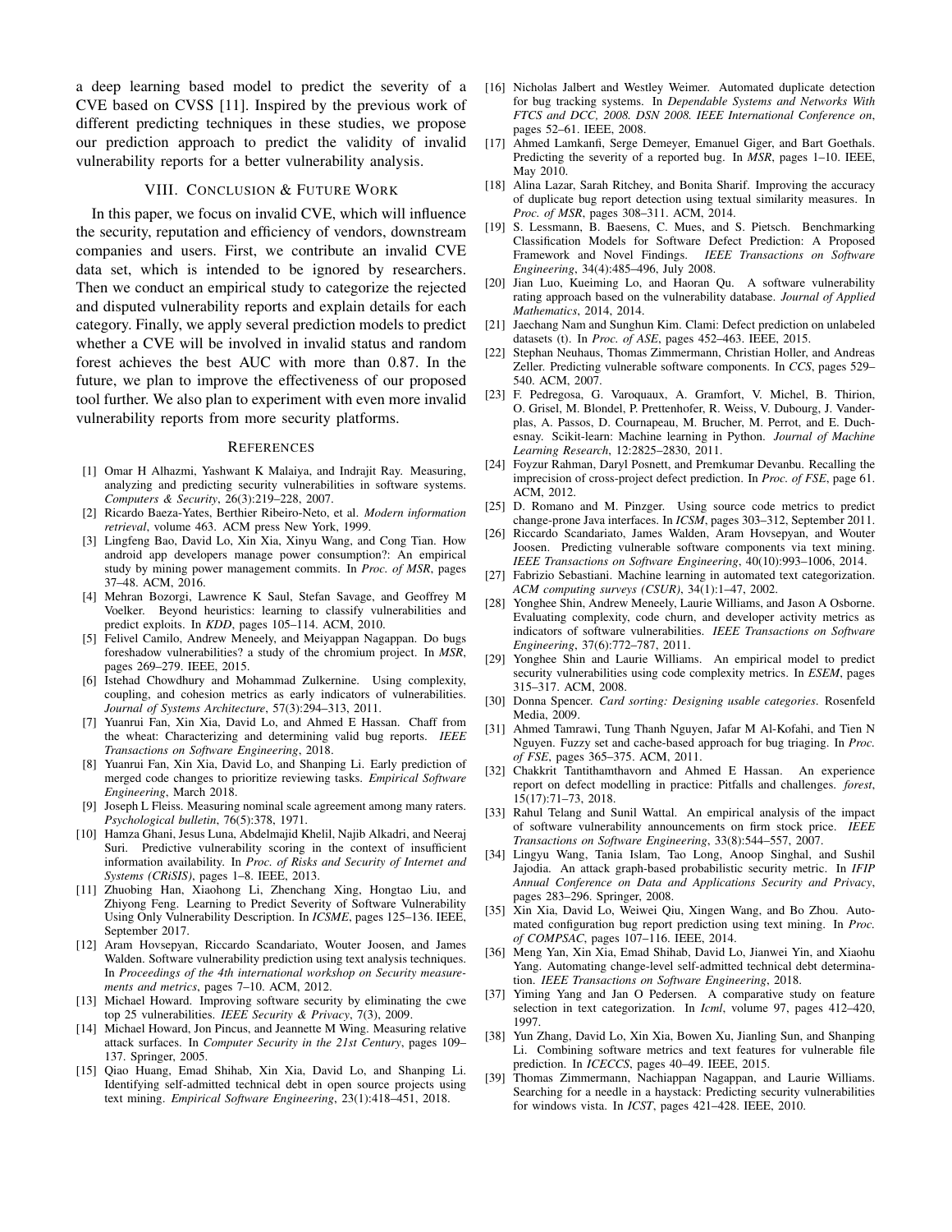a deep learning based model to predict the severity of a CVE based on CVSS [11]. Inspired by the previous work of different predicting techniques in these studies, we propose our prediction approach to predict the validity of invalid vulnerability reports for a better vulnerability analysis.

## VIII. Conclusion & Future Work

In this paper, we focus on invalid CVE, which will influence the security, reputation and efficiency of vendors, downstream companies and users. First, we contribute an invalid CVE data set, which is intended to be ignored by researchers. Then we conduct an empirical study to categorize the rejected and disputed vulnerability reports and explain details for each category. Finally, we apply several prediction models to predict whether a CVE will be involved in invalid status and random forest achieves the best AUC with more than 0.87. In the future, we plan to improve the effectiveness of our proposed tool further. We also plan to experiment with even more invalid vulnerability reports from more security platforms.

## References

[1] Omar H Alhazmi, Yashwant K Malaiya, and Indrajit Ray. Measuring, analyzing and predicting security vulnerabilities in software systems. *Computers & Security*, 26(3):219–228, 2007.

[2] Ricardo Baeza-Yates, Berthier Ribeiro-Neto, et al. *Modern information retrieval*, volume 463. ACM press New York, 1999.

[3] Lingfeng Bao, David Lo, Xin Xia, Xinyu Wang, and Cong Tian. How android app developers manage power consumption?: An empirical study by mining power management commits. In *Proc. of MSR*, pages 37–48. ACM, 2016.

[4] Mehran Bozorgi, Lawrence K Saul, Stefan Savage, and Geoffrey M Voelker. Beyond heuristics: learning to classify vulnerabilities and predict exploits. In *KDD*, pages 105–114. ACM, 2010.

[5] Felivel Camilo, Andrew Meneely, and Meiyappan Nagappan. Do bugs foreshadow vulnerabilities? a study of the chromium project. In *MSR*, pages 269–279. IEEE, 2015.

[6] Istehad Chowdhury and Mohammad Zulkernine. Using complexity, coupling, and cohesion metrics as early indicators of vulnerabilities. *Journal of Systems Architecture*, 57(3):294–313, 2011.

[7] Yuanrui Fan, Xin Xia, David Lo, and Ahmed E Hassan. Chaff from the wheat: Characterizing and determining valid bug reports. *IEEE Transactions on Software Engineering*, 2018.

[8] Yuanrui Fan, Xin Xia, David Lo, and Shanping Li. Early prediction of merged code changes to prioritize reviewing tasks. *Empirical Software Engineering*, March 2018.

[9] Joseph L Fleiss. Measuring nominal scale agreement among many raters. *Psychological bulletin*, 76(5):378, 1971.

[10] Hamza Ghani, Jesus Luna, Abdelmajid Khelil, Najib Alkadri, and Neeraj Suri. Predictive vulnerability scoring in the context of insufficient information availability. In *Proc. of Risks and Security of Internet and Systems (CRiSIS)*, pages 1–8. IEEE, 2013.

[11] Zhuobing Han, Xiaohong Li, Zhenchang Xing, Hongtao Liu, and Zhiyong Feng. Learning to Predict Severity of Software Vulnerability Using Only Vulnerability Description. In *ICSME*, pages 125–136. IEEE, September 2017.

[12] Aram Hovsepyan, Riccardo Scandariato, Wouter Joosen, and James Walden. Software vulnerability prediction using text analysis techniques. In *Proceedings of the 4th international workshop on Security measurements and metrics*, pages 7–10. ACM, 2012.

[13] Michael Howard. Improving software security by eliminating the cwe top 25 vulnerabilities. *IEEE Security & Privacy*, 7(3), 2009.

[14] Michael Howard, Jon Pincus, and Jeannette M Wing. Measuring relative attack surfaces. In *Computer Security in the 21st Century*, pages 109–137. Springer, 2005.

[15] Qiao Huang, Emad Shihab, Xin Xia, David Lo, and Shanping Li. Identifying self-admitted technical debt in open source projects using text mining. *Empirical Software Engineering*, 23(1):418–451, 2018.

[16] Nicholas Jalbert and Westley Weimer. Automated duplicate detection for bug tracking systems. In *Dependable Systems and Networks With FTCS and DCC, 2008. DSN 2008. IEEE International Conference on*, pages 52–61. IEEE, 2008.

[17] Ahmed Lamkanfi, Serge Demeyer, Emanuel Giger, and Bart Goethals. Predicting the severity of a reported bug. In *MSR*, pages 1–10. IEEE, May 2010.

[18] Alina Lazar, Sarah Ritchey, and Bonita Sharif. Improving the accuracy of duplicate bug report detection using textual similarity measures. In *Proc. of MSR*, pages 308–311. ACM, 2014.

[19] S. Lessmann, B. Baesens, C. Mues, and S. Pietsch. Benchmarking Classification Models for Software Defect Prediction: A Proposed Framework and Novel Findings. *IEEE Transactions on Software Engineering*, 34(4):485–496, July 2008.

[20] Jian Luo, Kueiming Lo, and Haoran Qu. A software vulnerability rating approach based on the vulnerability database. *Journal of Applied Mathematics*, 2014, 2014.

[21] Jaechang Nam and Sunghun Kim. Clami: Defect prediction on unlabeled datasets (t). In *Proc. of ASE*, pages 452–463. IEEE, 2015.

[22] Stephan Neuhaus, Thomas Zimmermann, Christian Holler, and Andreas Zeller. Predicting vulnerable software components. In *CCS*, pages 529–540. ACM, 2007.

[23] F. Pedregosa, G. Varoquaux, A. Gramfort, V. Michel, B. Thirion, O. Grisel, M. Blondel, P. Prettenhofer, R. Weiss, V. Dubourg, J. Vanderplas, A. Passos, D. Cournapeau, M. Brucher, M. Perrot, and E. Duchesnay. Scikit-learn: Machine learning in Python. *Journal of Machine Learning Research*, 12:2825–2830, 2011.

[24] Foyzur Rahman, Daryl Posnett, and Premkumar Devanbu. Recalling the imprecision of cross-project defect prediction. In *Proc. of FSE*, page 61. ACM, 2012.

[25] D. Romano and M. Pinzger. Using source code metrics to predict change-prone Java interfaces. In *ICSM*, pages 303–312, September 2011.

[26] Riccardo Scandariato, James Walden, Aram Hovsepyan, and Wouter Joosen. Predicting vulnerable software components via text mining. *IEEE Transactions on Software Engineering*, 40(10):993–1006, 2014.

[27] Fabrizio Sebastiani. Machine learning in automated text categorization. *ACM computing surveys (CSUR)*, 34(1):1–47, 2002.

[28] Yonghee Shin, Andrew Meneely, Laurie Williams, and Jason A Osborne. Evaluating complexity, code churn, and developer activity metrics as indicators of software vulnerabilities. *IEEE Transactions on Software Engineering*, 37(6):772–787, 2011.

[29] Yonghee Shin and Laurie Williams. An empirical model to predict security vulnerabilities using code complexity metrics. In *ESEM*, pages 315–317. ACM, 2008.

[30] Donna Spencer. *Card sorting: Designing usable categories*. Rosenfeld Media, 2009.

[31] Ahmed Tamrawi, Tung Thanh Nguyen, Jafar M Al-Kofahi, and Tien N Nguyen. Fuzzy set and cache-based approach for bug triaging. In *Proc. of FSE*, pages 365–375. ACM, 2011.

[32] Chakkrit Tantithamthavorn and Ahmed E Hassan. An experience report on defect modelling in practice: Pitfalls and challenges. *forest*, 15(17):71–73, 2018.

[33] Rahul Telang and Sunil Wattal. An empirical analysis of the impact of software vulnerability announcements on firm stock price. *IEEE Transactions on Software Engineering*, 33(8):544–557, 2007.

[34] Lingyu Wang, Tania Islam, Tao Long, Anoop Singhal, and Sushil Jajodia. An attack graph-based probabilistic security metric. In *IFIP Annual Conference on Data and Applications Security and Privacy*, pages 283–296. Springer, 2008.

[35] Xin Xia, David Lo, Weiwei Qiu, Xingen Wang, and Bo Zhou. Automated configuration bug report prediction using text mining. In *Proc. of COMPSAC*, pages 107–116. IEEE, 2014.

[36] Meng Yan, Xin Xia, Emad Shihab, David Lo, Jianwei Yin, and Xiaohu Yang. Automating change-level self-admitted technical debt determination. *IEEE Transactions on Software Engineering*, 2018.

[37] Yiming Yang and Jan O Pedersen. A comparative study on feature selection in text categorization. In *Icml*, volume 97, pages 412–420, 1997.

[38] Yun Zhang, David Lo, Xin Xia, Bowen Xu, Jianling Sun, and Shanping Li. Combining software metrics and text features for vulnerable file prediction. In *ICECCS*, pages 40–49. IEEE, 2015.

[39] Thomas Zimmermann, Nachiappan Nagappan, and Laurie Williams. Searching for a needle in a haystack: Predicting security vulnerabilities for windows vista. In *ICST*, pages 421–428. IEEE, 2010.